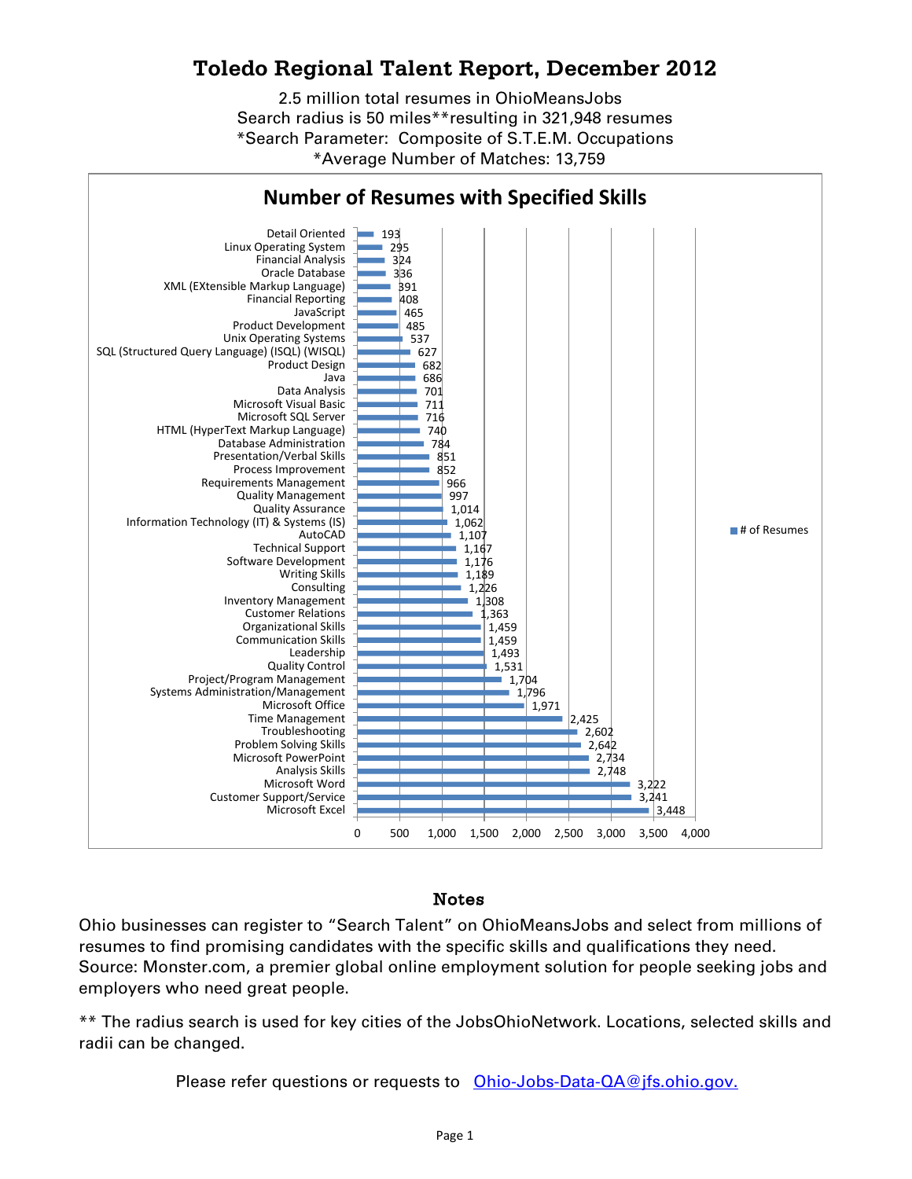# Toledo Regional Talent Report, December 2012

2.5 million total resumes in OhioMeansJobs
Search radius is 50 miles**resulting in 321,948 resumes
*Search Parameter: Composite of S.T.E.M. Occupations
*Average Number of Matches: 13,759

## Number of Resumes with Specified Skills

| Skill | # of Resumes |
|---|---|
| Detail Oriented | 193 |
| Linux Operating System | 295 |
| Financial Analysis | 324 |
| Oracle Database | 336 |
| XML (EXtensible Markup Language) | 391 |
| Financial Reporting | 408 |
| JavaScript | 465 |
| Product Development | 485 |
| Unix Operating Systems | 537 |
| SQL (Structured Query Language) (ISQL) (WISQL) | 627 |
| Product Design | 682 |
| Java | 686 |
| Data Analysis | 701 |
| Microsoft Visual Basic | 711 |
| Microsoft SQL Server | 716 |
| HTML (HyperText Markup Language) | 740 |
| Database Administration | 784 |
| Presentation/Verbal Skills | 851 |
| Process Improvement | 852 |
| Requirements Management | 966 |
| Quality Management | 997 |
| Quality Assurance | 1,014 |
| Information Technology (IT) & Systems (IS) | 1,062 |
| AutoCAD | 1,107 |
| Technical Support | 1,167 |
| Software Development | 1,176 |
| Writing Skills | 1,189 |
| Consulting | 1,226 |
| Inventory Management | 1,308 |
| Customer Relations | 1,363 |
| Organizational Skills | 1,459 |
| Communication Skills | 1,459 |
| Leadership | 1,493 |
| Quality Control | 1,531 |
| Project/Program Management | 1,704 |
| Systems Administration/Management | 1,796 |
| Microsoft Office | 1,971 |
| Time Management | 2,425 |
| Troubleshooting | 2,602 |
| Problem Solving Skills | 2,642 |
| Microsoft PowerPoint | 2,734 |
| Analysis Skills | 2,748 |
| Microsoft Word | 3,222 |
| Customer Support/Service | 3,241 |
| Microsoft Excel | 3,448 |

### Notes

Ohio businesses can register to "Search Talent" on OhioMeansJobs and select from millions of resumes to find promising candidates with the specific skills and qualifications they need. Source: Monster.com, a premier global online employment solution for people seeking jobs and employers who need great people.

** The radius search is used for key cities of the JobsOhioNetwork. Locations, selected skills and radii can be changed.

Please refer questions or requests to [Ohio-Jobs-Data-QA@jfs.ohio.gov.](mailto:Ohio-Jobs-Data-QA@jfs.ohio.gov)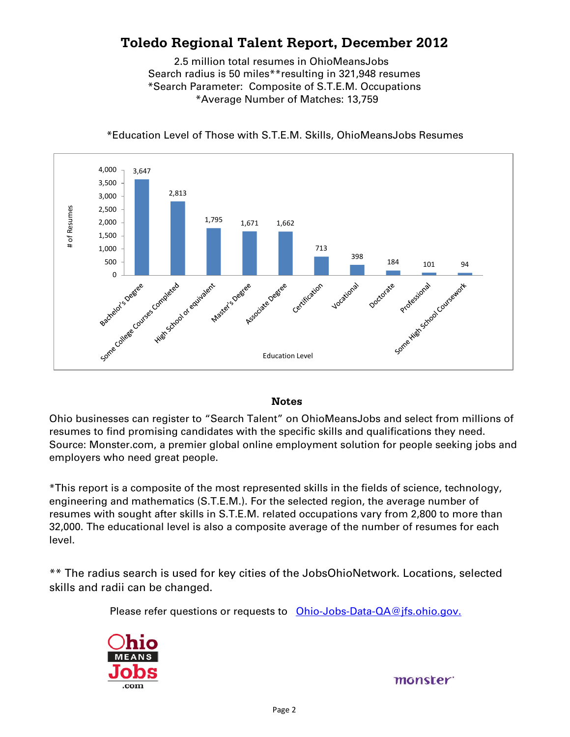# Toledo Regional Talent Report, December 2012

2.5 million total resumes in OhioMeansJobs
Search radius is 50 miles**resulting in 321,948 resumes
*Search Parameter: Composite of S.T.E.M. Occupations
*Average Number of Matches: 13,759

*Education Level of Those with S.T.E.M. Skills, OhioMeansJobs Resumes

# of Resumes

4,000
3,500
3,000
2,500
2,000
1,500
1,000
500
0

3,647
2,813
1,795
1,671
1,662
713
398
184
101
94

Bachelor's Degree
Some College Courses Completed
High School or equivalent
Master's Degree
Associate Degree
Certification
Vocational
Doctorate
Professional
Some High School Coursework

Education Level

## Notes

Ohio businesses can register to "Search Talent" on OhioMeansJobs and select from millions of resumes to find promising candidates with the specific skills and qualifications they need. Source: Monster.com, a premier global online employment solution for people seeking jobs and employers who need great people.

*This report is a composite of the most represented skills in the fields of science, technology, engineering and mathematics (S.T.E.M.). For the selected region, the average number of resumes with sought after skills in S.T.E.M. related occupations vary from 2,800 to more than 32,000. The educational level is also a composite average of the number of resumes for each level.

** The radius search is used for key cities of the JobsOhioNetwork. Locations, selected skills and radii can be changed.

Please refer questions or requests to [Ohio-Jobs-Data-QA@jfs.ohio.gov.](mailto:Ohio-Jobs-Data-QA@jfs.ohio.gov)

Ohio MEANS Jobs .com

monster